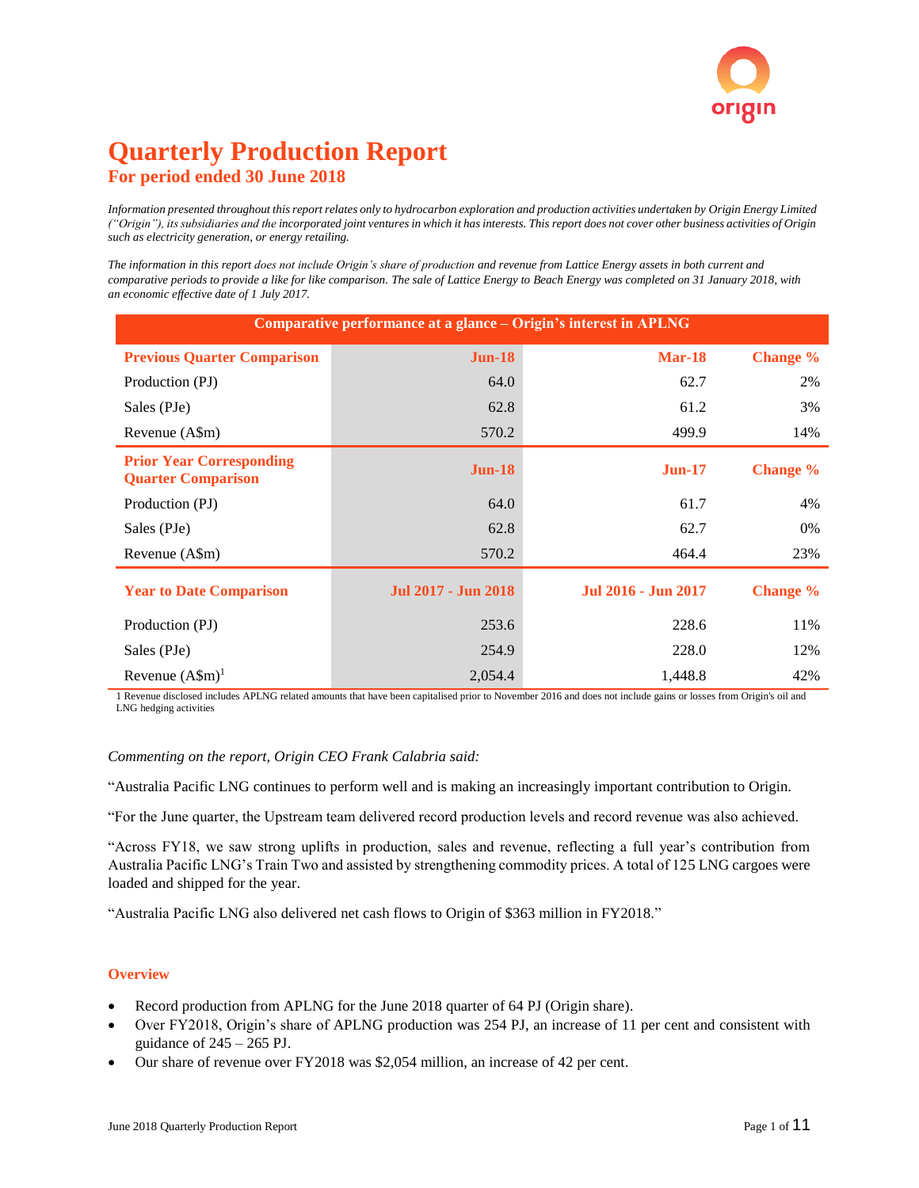# Quarterly Production Report

## For period ended 30 June 2018

*Information presented throughout this report relates only to hydrocarbon exploration and production activities undertaken by Origin Energy Limited ("Origin"), its subsidiaries and the incorporated joint ventures in which it has interests. This report does not cover other business activities of Origin such as electricity generation, or energy retailing.*

*The information in this report does not include Origin's share of production and revenue from Lattice Energy assets in both current and comparative periods to provide a like for like comparison. The sale of Lattice Energy to Beach Energy was completed on 31 January 2018, with an economic effective date of 1 July 2017.*

| Comparative performance at a glance – Origin's interest in APLNG | | | |
|---|---|---|---|
| **Previous Quarter Comparison** | **Jun-18** | **Mar-18** | **Change %** |
| Production (PJ) | 64.0 | 62.7 | 2% |
| Sales (PJe) | 62.8 | 61.2 | 3% |
| Revenue (A$m) | 570.2 | 499.9 | 14% |
| **Prior Year Corresponding Quarter Comparison** | **Jun-18** | **Jun-17** | **Change %** |
| Production (PJ) | 64.0 | 61.7 | 4% |
| Sales (PJe) | 62.8 | 62.7 | 0% |
| Revenue (A$m) | 570.2 | 464.4 | 23% |
| **Year to Date Comparison** | **Jul 2017 - Jun 2018** | **Jul 2016 - Jun 2017** | **Change %** |
| Production (PJ) | 253.6 | 228.6 | 11% |
| Sales (PJe) | 254.9 | 228.0 | 12% |
| Revenue (A$m)[1] | 2,054.4 | 1,448.8 | 42% |

1 Revenue disclosed includes APLNG related amounts that have been capitalised prior to November 2016 and does not include gains or losses from Origin's oil and LNG hedging activities

*Commenting on the report, Origin CEO Frank Calabria said:*

"Australia Pacific LNG continues to perform well and is making an increasingly important contribution to Origin.

"For the June quarter, the Upstream team delivered record production levels and record revenue was also achieved.

"Across FY18, we saw strong uplifts in production, sales and revenue, reflecting a full year's contribution from Australia Pacific LNG's Train Two and assisted by strengthening commodity prices. A total of 125 LNG cargoes were loaded and shipped for the year.

"Australia Pacific LNG also delivered net cash flows to Origin of $363 million in FY2018."

### Overview

- Record production from APLNG for the June 2018 quarter of 64 PJ (Origin share).
- Over FY2018, Origin's share of APLNG production was 254 PJ, an increase of 11 per cent and consistent with guidance of 245 – 265 PJ.
- Our share of revenue over FY2018 was $2,054 million, an increase of 42 per cent.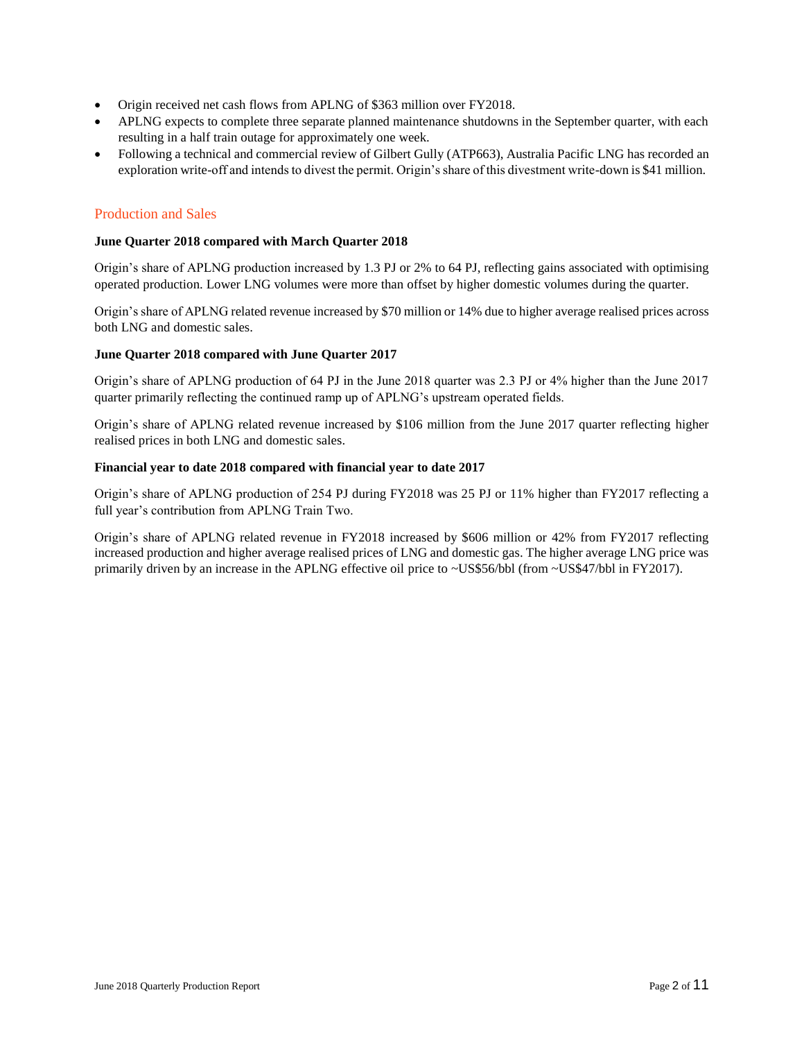- Origin received net cash flows from APLNG of $363 million over FY2018.
- APLNG expects to complete three separate planned maintenance shutdowns in the September quarter, with each resulting in a half train outage for approximately one week.
- Following a technical and commercial review of Gilbert Gully (ATP663), Australia Pacific LNG has recorded an exploration write-off and intends to divest the permit. Origin's share of this divestment write-down is $41 million.

## Production and Sales

**June Quarter 2018 compared with March Quarter 2018**

Origin's share of APLNG production increased by 1.3 PJ or 2% to 64 PJ, reflecting gains associated with optimising operated production. Lower LNG volumes were more than offset by higher domestic volumes during the quarter.

Origin's share of APLNG related revenue increased by $70 million or 14% due to higher average realised prices across both LNG and domestic sales.

**June Quarter 2018 compared with June Quarter 2017**

Origin's share of APLNG production of 64 PJ in the June 2018 quarter was 2.3 PJ or 4% higher than the June 2017 quarter primarily reflecting the continued ramp up of APLNG's upstream operated fields.

Origin's share of APLNG related revenue increased by $106 million from the June 2017 quarter reflecting higher realised prices in both LNG and domestic sales.

**Financial year to date 2018 compared with financial year to date 2017**

Origin's share of APLNG production of 254 PJ during FY2018 was 25 PJ or 11% higher than FY2017 reflecting a full year's contribution from APLNG Train Two.

Origin's share of APLNG related revenue in FY2018 increased by $606 million or 42% from FY2017 reflecting increased production and higher average realised prices of LNG and domestic gas. The higher average LNG price was primarily driven by an increase in the APLNG effective oil price to ~US$56/bbl (from ~US$47/bbl in FY2017).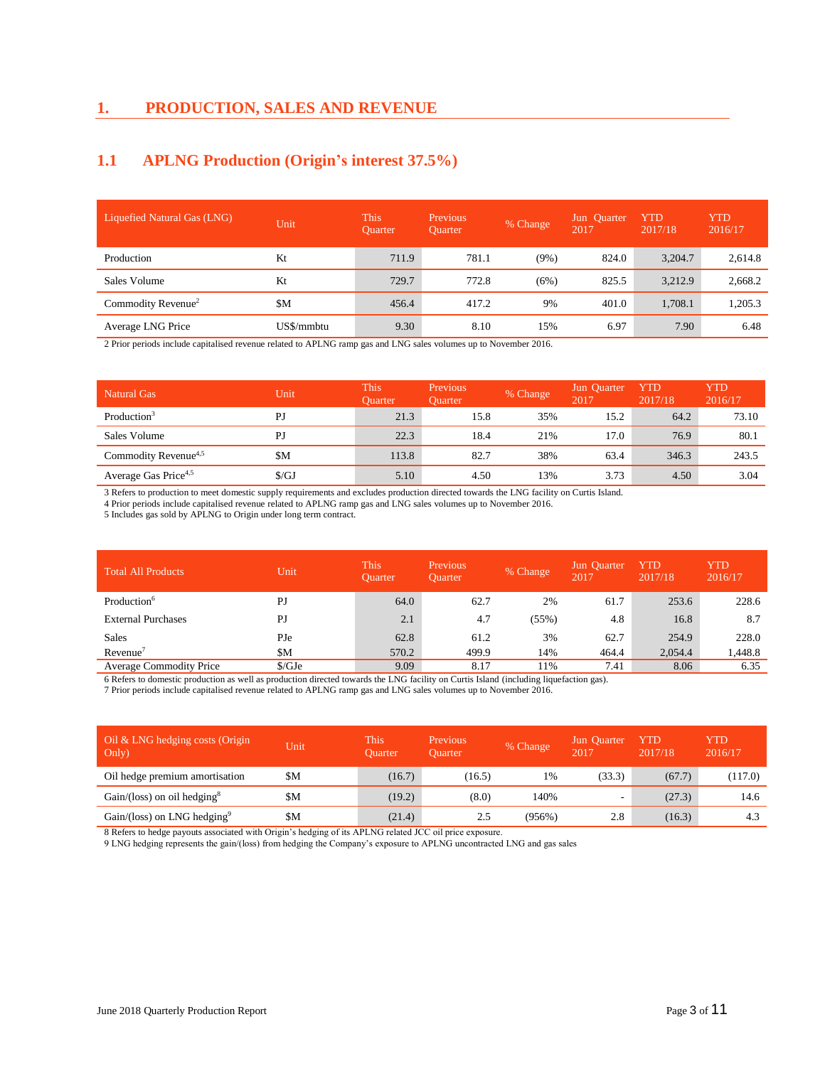# 1. PRODUCTION, SALES AND REVENUE

## 1.1 APLNG Production (Origin's interest 37.5%)

| Liquefied Natural Gas (LNG) | Unit | This Quarter | Previous Quarter | % Change | Jun Quarter 2017 | YTD 2017/18 | YTD 2016/17 |
|---|---|---|---|---|---|---|---|
| Production | Kt | 711.9 | 781.1 | (9%) | 824.0 | 3,204.7 | 2,614.8 |
| Sales Volume | Kt | 729.7 | 772.8 | (6%) | 825.5 | 3,212.9 | 2,668.2 |
| Commodity Revenue[2] | $M | 456.4 | 417.2 | 9% | 401.0 | 1,708.1 | 1,205.3 |
| Average LNG Price | US$/mmbtu | 9.30 | 8.10 | 15% | 6.97 | 7.90 | 6.48 |

2 Prior periods include capitalised revenue related to APLNG ramp gas and LNG sales volumes up to November 2016.

| Natural Gas | Unit | This Quarter | Previous Quarter | % Change | Jun Quarter 2017 | YTD 2017/18 | YTD 2016/17 |
|---|---|---|---|---|---|---|---|
| Production[3] | PJ | 21.3 | 15.8 | 35% | 15.2 | 64.2 | 73.10 |
| Sales Volume | PJ | 22.3 | 18.4 | 21% | 17.0 | 76.9 | 80.1 |
| Commodity Revenue[4,5] | $M | 113.8 | 82.7 | 38% | 63.4 | 346.3 | 243.5 |
| Average Gas Price[4,5] | $/GJ | 5.10 | 4.50 | 13% | 3.73 | 4.50 | 3.04 |

3 Refers to production to meet domestic supply requirements and excludes production directed towards the LNG facility on Curtis Island.
4 Prior periods include capitalised revenue related to APLNG ramp gas and LNG sales volumes up to November 2016.
5 Includes gas sold by APLNG to Origin under long term contract.

| Total All Products | Unit | This Quarter | Previous Quarter | % Change | Jun Quarter 2017 | YTD 2017/18 | YTD 2016/17 |
|---|---|---|---|---|---|---|---|
| Production[6] | PJ | 64.0 | 62.7 | 2% | 61.7 | 253.6 | 228.6 |
| External Purchases | PJ | 2.1 | 4.7 | (55%) | 4.8 | 16.8 | 8.7 |
| Sales | PJe | 62.8 | 61.2 | 3% | 62.7 | 254.9 | 228.0 |
| Revenue[7] | $M | 570.2 | 499.9 | 14% | 464.4 | 2,054.4 | 1,448.8 |
| Average Commodity Price | $/GJe | 9.09 | 8.17 | 11% | 7.41 | 8.06 | 6.35 |

6 Refers to domestic production as well as production directed towards the LNG facility on Curtis Island (including liquefaction gas).
7 Prior periods include capitalised revenue related to APLNG ramp gas and LNG sales volumes up to November 2016.

| Oil & LNG hedging costs (Origin Only) | Unit | This Quarter | Previous Quarter | % Change | Jun Quarter 2017 | YTD 2017/18 | YTD 2016/17 |
|---|---|---|---|---|---|---|---|
| Oil hedge premium amortisation | $M | (16.7) | (16.5) | 1% | (33.3) | (67.7) | (117.0) |
| Gain/(loss) on oil hedging[8] | $M | (19.2) | (8.0) | 140% | - | (27.3) | 14.6 |
| Gain/(loss) on LNG hedging[9] | $M | (21.4) | 2.5 | (956%) | 2.8 | (16.3) | 4.3 |

8 Refers to hedge payouts associated with Origin's hedging of its APLNG related JCC oil price exposure.
9 LNG hedging represents the gain/(loss) from hedging the Company's exposure to APLNG uncontracted LNG and gas sales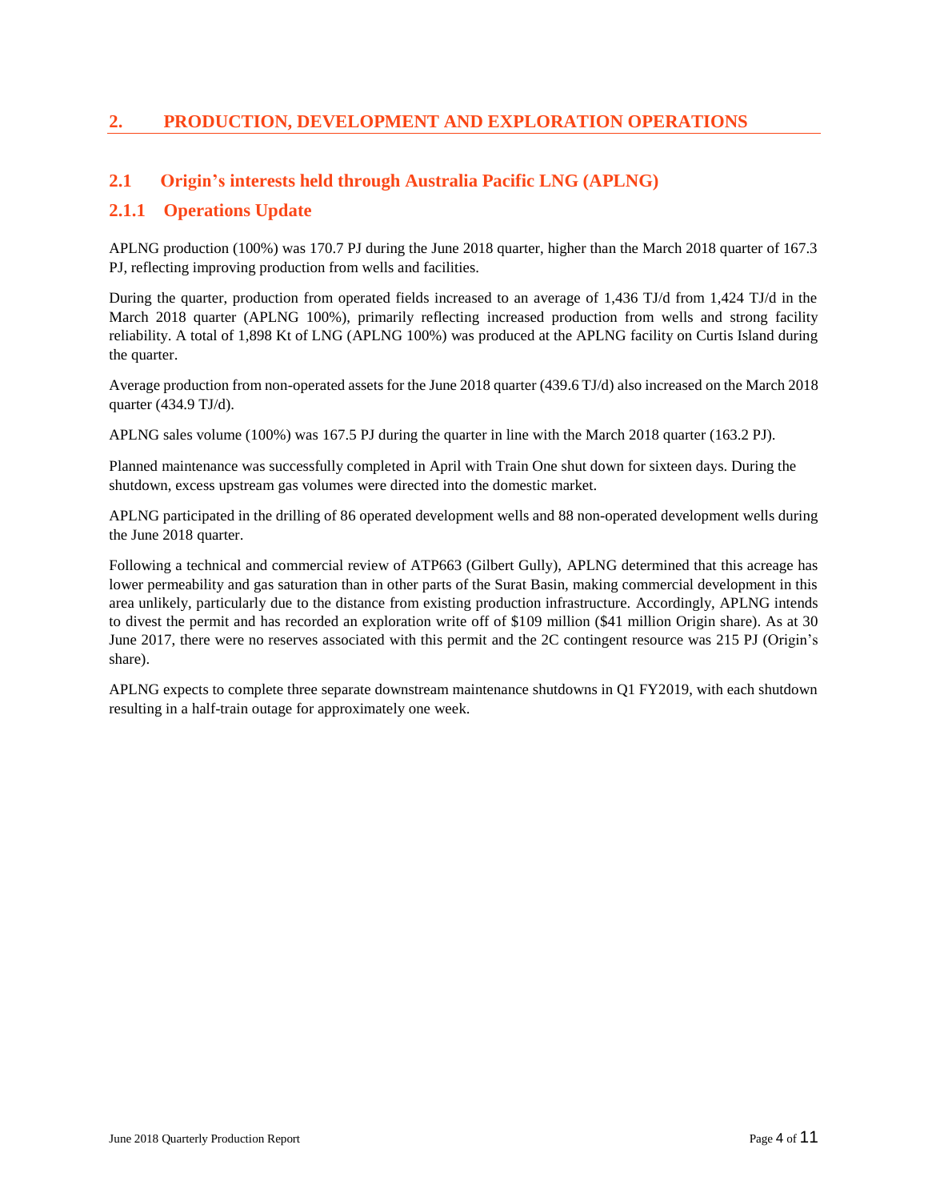## 2. PRODUCTION, DEVELOPMENT AND EXPLORATION OPERATIONS

### 2.1 Origin's interests held through Australia Pacific LNG (APLNG)

### 2.1.1 Operations Update

APLNG production (100%) was 170.7 PJ during the June 2018 quarter, higher than the March 2018 quarter of 167.3 PJ, reflecting improving production from wells and facilities.

During the quarter, production from operated fields increased to an average of 1,436 TJ/d from 1,424 TJ/d in the March 2018 quarter (APLNG 100%), primarily reflecting increased production from wells and strong facility reliability. A total of 1,898 Kt of LNG (APLNG 100%) was produced at the APLNG facility on Curtis Island during the quarter.

Average production from non-operated assets for the June 2018 quarter (439.6 TJ/d) also increased on the March 2018 quarter (434.9 TJ/d).

APLNG sales volume (100%) was 167.5 PJ during the quarter in line with the March 2018 quarter (163.2 PJ).

Planned maintenance was successfully completed in April with Train One shut down for sixteen days. During the shutdown, excess upstream gas volumes were directed into the domestic market.

APLNG participated in the drilling of 86 operated development wells and 88 non-operated development wells during the June 2018 quarter.

Following a technical and commercial review of ATP663 (Gilbert Gully), APLNG determined that this acreage has lower permeability and gas saturation than in other parts of the Surat Basin, making commercial development in this area unlikely, particularly due to the distance from existing production infrastructure. Accordingly, APLNG intends to divest the permit and has recorded an exploration write off of $109 million ($41 million Origin share). As at 30 June 2017, there were no reserves associated with this permit and the 2C contingent resource was 215 PJ (Origin's share).

APLNG expects to complete three separate downstream maintenance shutdowns in Q1 FY2019, with each shutdown resulting in a half-train outage for approximately one week.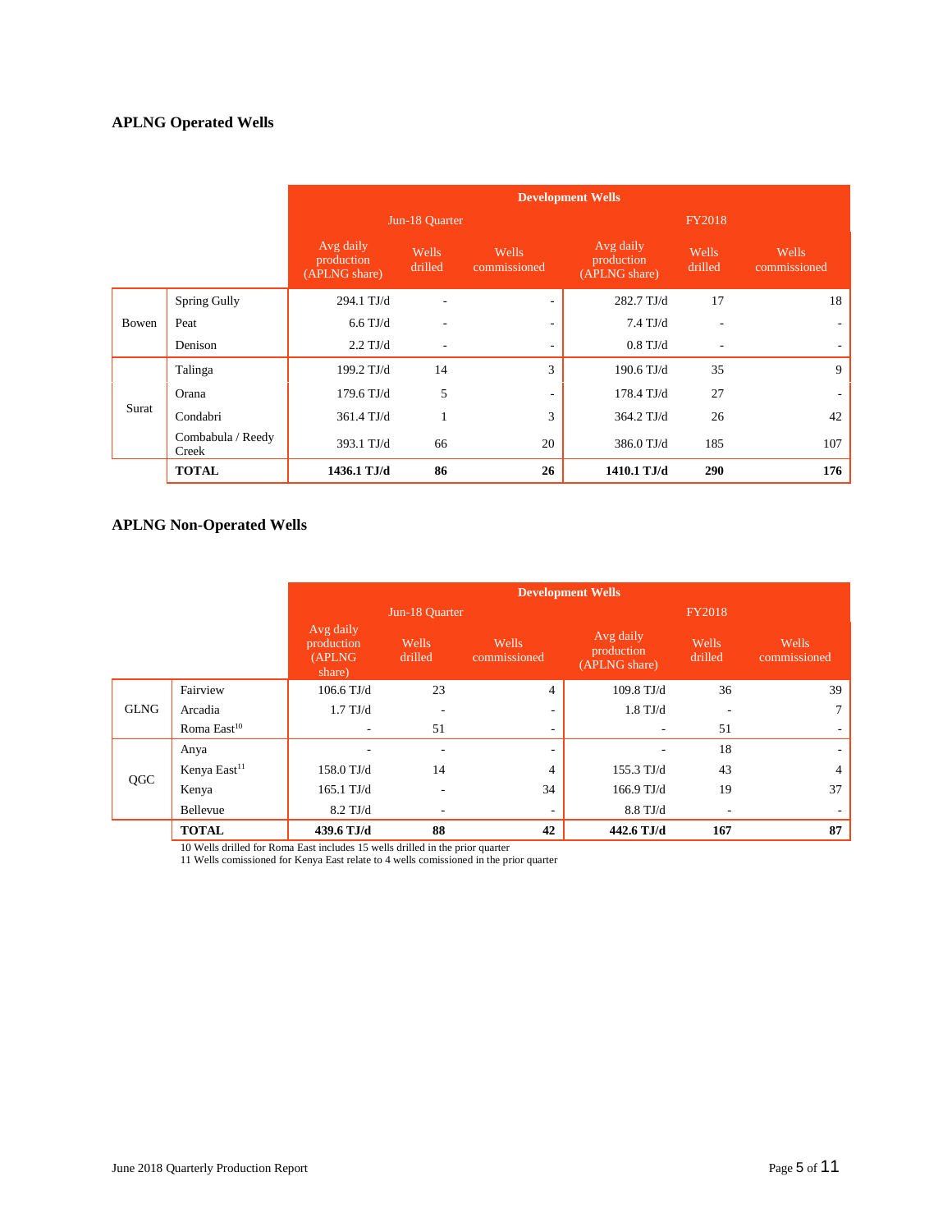## APLNG Operated Wells

| | | Development Wells | | | | | |
|---|---|---|---|---|---|---|---|
| | | Jun-18 Quarter | | | FY2018 | | |
| | | Avg daily production (APLNG share) | Wells drilled | Wells commissioned | Avg daily production (APLNG share) | Wells drilled | Wells commissioned |
| Bowen | Spring Gully | 294.1 TJ/d | - | - | 282.7 TJ/d | 17 | 18 |
| | Peat | 6.6 TJ/d | - | - | 7.4 TJ/d | - | - |
| | Denison | 2.2 TJ/d | - | - | 0.8 TJ/d | - | - |
| Surat | Talinga | 199.2 TJ/d | 14 | 3 | 190.6 TJ/d | 35 | 9 |
| | Orana | 179.6 TJ/d | 5 | - | 178.4 TJ/d | 27 | - |
| | Condabri | 361.4 TJ/d | 1 | 3 | 364.2 TJ/d | 26 | 42 |
| | Combabula / Reedy Creek | 393.1 TJ/d | 66 | 20 | 386.0 TJ/d | 185 | 107 |
| | **TOTAL** | **1436.1 TJ/d** | **86** | **26** | **1410.1 TJ/d** | **290** | **176** |

## APLNG Non-Operated Wells

| | | Development Wells | | | | | |
|---|---|---|---|---|---|---|---|
| | | Jun-18 Quarter | | | FY2018 | | |
| | | Avg daily production (APLNG share) | Wells drilled | Wells commissioned | Avg daily production (APLNG share) | Wells drilled | Wells commissioned |
| GLNG | Fairview | 106.6 TJ/d | 23 | 4 | 109.8 TJ/d | 36 | 39 |
| | Arcadia | 1.7 TJ/d | - | - | 1.8 TJ/d | - | 7 |
| | Roma East[10] | - | 51 | - | - | 51 | - |
| QGC | Anya | - | - | - | - | 18 | - |
| | Kenya East[11] | 158.0 TJ/d | 14 | 4 | 155.3 TJ/d | 43 | 4 |
| | Kenya | 165.1 TJ/d | - | 34 | 166.9 TJ/d | 19 | 37 |
| | Bellevue | 8.2 TJ/d | - | - | 8.8 TJ/d | - | - |
| | **TOTAL** | **439.6 TJ/d** | **88** | **42** | **442.6 TJ/d** | **167** | **87** |

10 Wells drilled for Roma East includes 15 wells drilled in the prior quarter
11 Wells comissioned for Kenya East relate to 4 wells comissioned in the prior quarter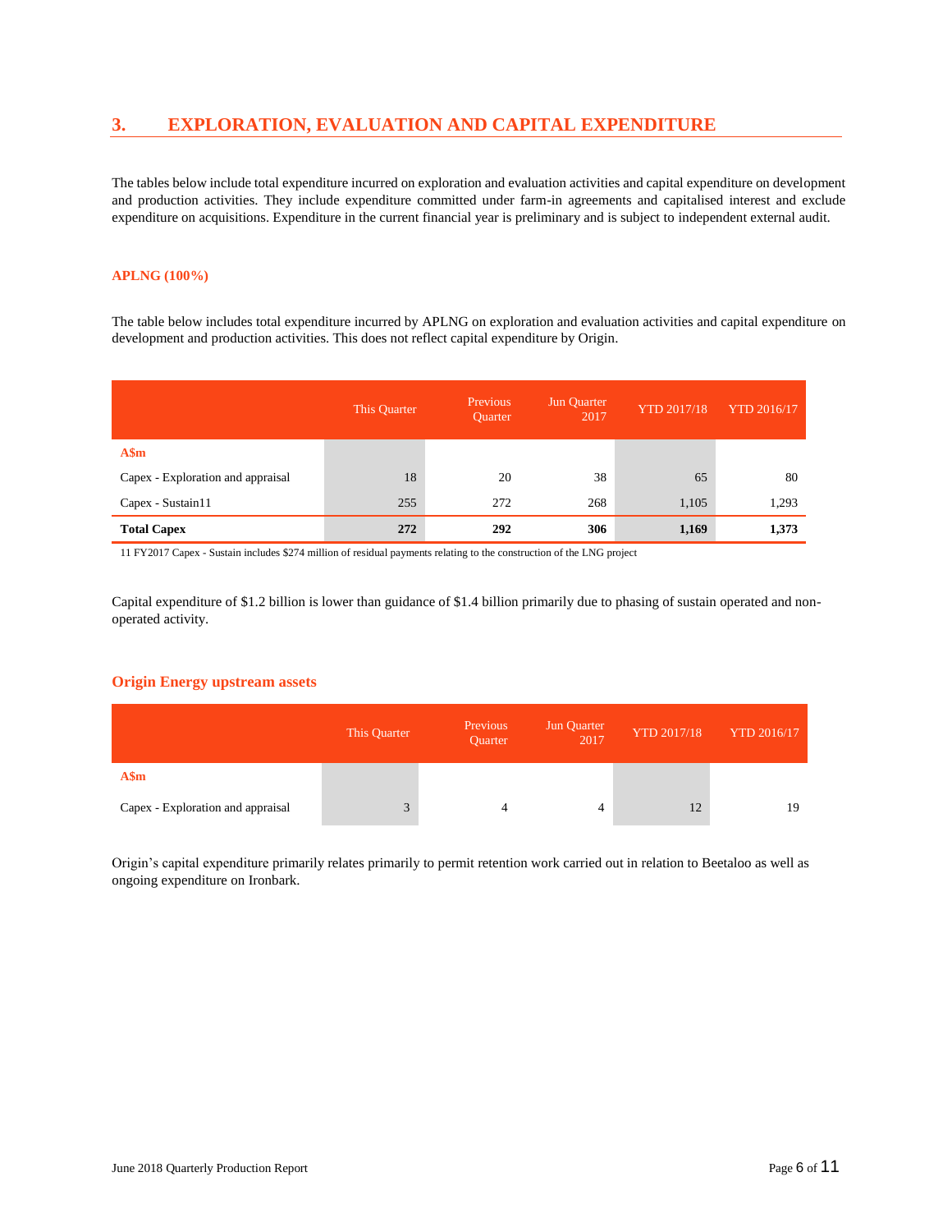## 3. EXPLORATION, EVALUATION AND CAPITAL EXPENDITURE

The tables below include total expenditure incurred on exploration and evaluation activities and capital expenditure on development and production activities. They include expenditure committed under farm-in agreements and capitalised interest and exclude expenditure on acquisitions. Expenditure in the current financial year is preliminary and is subject to independent external audit.

### APLNG (100%)

The table below includes total expenditure incurred by APLNG on exploration and evaluation activities and capital expenditure on development and production activities. This does not reflect capital expenditure by Origin.

| | This Quarter | Previous Quarter | Jun Quarter 2017 | YTD 2017/18 | YTD 2016/17 |
|---|---|---|---|---|---|
| **A$m** | | | | | |
| Capex - Exploration and appraisal | 18 | 20 | 38 | 65 | 80 |
| Capex - Sustain[11] | 255 | 272 | 268 | 1,105 | 1,293 |
| **Total Capex** | **272** | **292** | **306** | **1,169** | **1,373** |

11 FY2017 Capex - Sustain includes $274 million of residual payments relating to the construction of the LNG project

Capital expenditure of $1.2 billion is lower than guidance of $1.4 billion primarily due to phasing of sustain operated and non-operated activity.

### Origin Energy upstream assets

| | This Quarter | Previous Quarter | Jun Quarter 2017 | YTD 2017/18 | YTD 2016/17 |
|---|---|---|---|---|---|
| **A$m** | | | | | |
| Capex - Exploration and appraisal | 3 | 4 | 4 | 12 | 19 |

Origin's capital expenditure primarily relates primarily to permit retention work carried out in relation to Beetaloo as well as ongoing expenditure on Ironbark.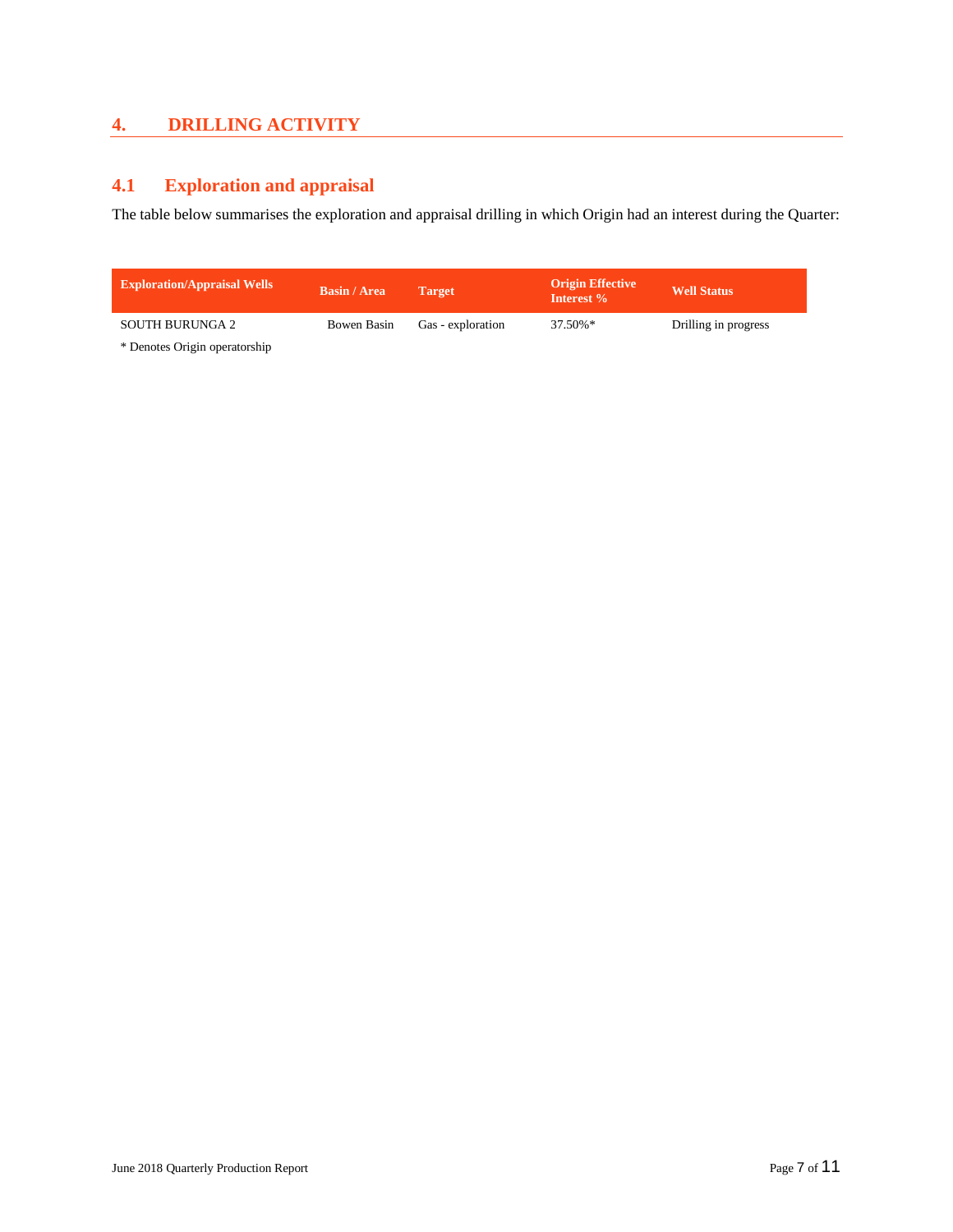## 4. DRILLING ACTIVITY

### 4.1 Exploration and appraisal

The table below summarises the exploration and appraisal drilling in which Origin had an interest during the Quarter:

| Exploration/Appraisal Wells | Basin / Area | Target | Origin Effective Interest % | Well Status |
|---|---|---|---|---|
| SOUTH BURUNGA 2 | Bowen Basin | Gas - exploration | 37.50%* | Drilling in progress |

* Denotes Origin operatorship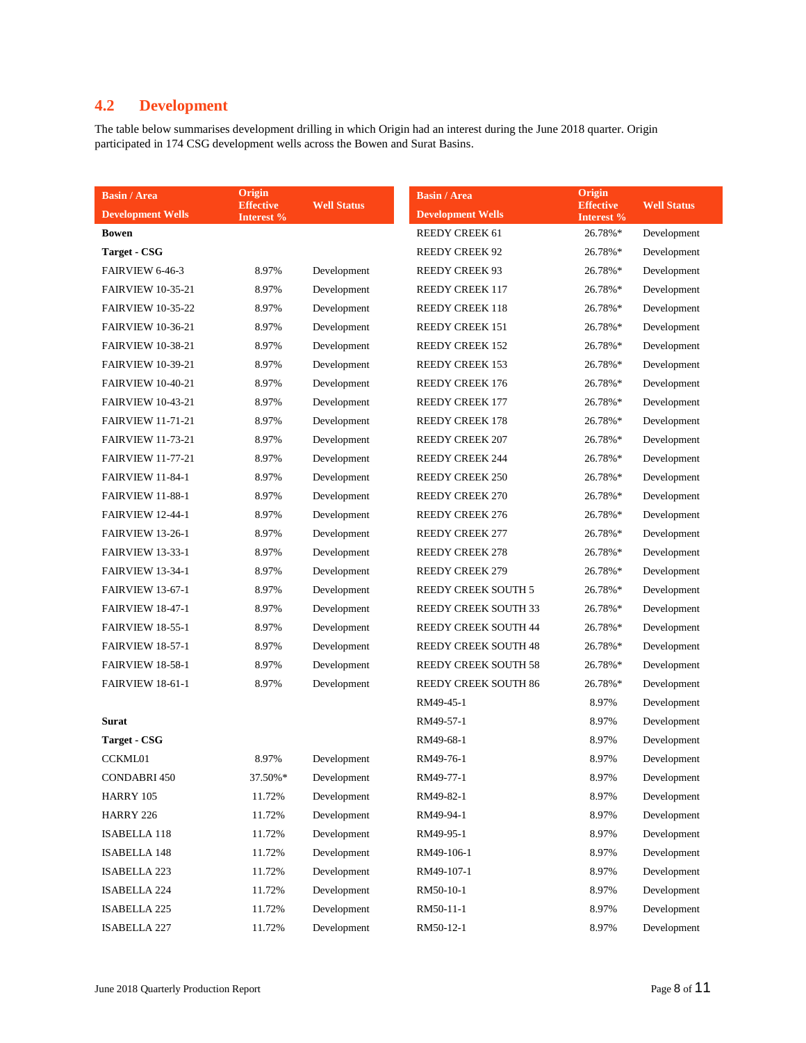## 4.2 Development

The table below summarises development drilling in which Origin had an interest during the June 2018 quarter. Origin participated in 174 CSG development wells across the Bowen and Surat Basins.

| Basin / Area<br>Development Wells | Origin Effective Interest % | Well Status |
|---|---|---|
| **Bowen** | | |
| **Target - CSG** | | |
| FAIRVIEW 6-46-3 | 8.97% | Development |
| FAIRVIEW 10-35-21 | 8.97% | Development |
| FAIRVIEW 10-35-22 | 8.97% | Development |
| FAIRVIEW 10-36-21 | 8.97% | Development |
| FAIRVIEW 10-38-21 | 8.97% | Development |
| FAIRVIEW 10-39-21 | 8.97% | Development |
| FAIRVIEW 10-40-21 | 8.97% | Development |
| FAIRVIEW 10-43-21 | 8.97% | Development |
| FAIRVIEW 11-71-21 | 8.97% | Development |
| FAIRVIEW 11-73-21 | 8.97% | Development |
| FAIRVIEW 11-77-21 | 8.97% | Development |
| FAIRVIEW 11-84-1 | 8.97% | Development |
| FAIRVIEW 11-88-1 | 8.97% | Development |
| FAIRVIEW 12-44-1 | 8.97% | Development |
| FAIRVIEW 13-26-1 | 8.97% | Development |
| FAIRVIEW 13-33-1 | 8.97% | Development |
| FAIRVIEW 13-34-1 | 8.97% | Development |
| FAIRVIEW 13-67-1 | 8.97% | Development |
| FAIRVIEW 18-47-1 | 8.97% | Development |
| FAIRVIEW 18-55-1 | 8.97% | Development |
| FAIRVIEW 18-57-1 | 8.97% | Development |
| FAIRVIEW 18-58-1 | 8.97% | Development |
| FAIRVIEW 18-61-1 | 8.97% | Development |
| | | |
| **Surat** | | |
| **Target - CSG** | | |
| CCKML01 | 8.97% | Development |
| CONDABRI 450 | 37.50%* | Development |
| HARRY 105 | 11.72% | Development |
| HARRY 226 | 11.72% | Development |
| ISABELLA 118 | 11.72% | Development |
| ISABELLA 148 | 11.72% | Development |
| ISABELLA 223 | 11.72% | Development |
| ISABELLA 224 | 11.72% | Development |
| ISABELLA 225 | 11.72% | Development |
| ISABELLA 227 | 11.72% | Development |
| REEDY CREEK 61 | 26.78%* | Development |
| REEDY CREEK 92 | 26.78%* | Development |
| REEDY CREEK 93 | 26.78%* | Development |
| REEDY CREEK 117 | 26.78%* | Development |
| REEDY CREEK 118 | 26.78%* | Development |
| REEDY CREEK 151 | 26.78%* | Development |
| REEDY CREEK 152 | 26.78%* | Development |
| REEDY CREEK 153 | 26.78%* | Development |
| REEDY CREEK 176 | 26.78%* | Development |
| REEDY CREEK 177 | 26.78%* | Development |
| REEDY CREEK 178 | 26.78%* | Development |
| REEDY CREEK 207 | 26.78%* | Development |
| REEDY CREEK 244 | 26.78%* | Development |
| REEDY CREEK 250 | 26.78%* | Development |
| REEDY CREEK 270 | 26.78%* | Development |
| REEDY CREEK 276 | 26.78%* | Development |
| REEDY CREEK 277 | 26.78%* | Development |
| REEDY CREEK 278 | 26.78%* | Development |
| REEDY CREEK 279 | 26.78%* | Development |
| REEDY CREEK SOUTH 5 | 26.78%* | Development |
| REEDY CREEK SOUTH 33 | 26.78%* | Development |
| REEDY CREEK SOUTH 44 | 26.78%* | Development |
| REEDY CREEK SOUTH 48 | 26.78%* | Development |
| REEDY CREEK SOUTH 58 | 26.78%* | Development |
| REEDY CREEK SOUTH 86 | 26.78%* | Development |
| RM49-45-1 | 8.97% | Development |
| RM49-57-1 | 8.97% | Development |
| RM49-68-1 | 8.97% | Development |
| RM49-76-1 | 8.97% | Development |
| RM49-77-1 | 8.97% | Development |
| RM49-82-1 | 8.97% | Development |
| RM49-94-1 | 8.97% | Development |
| RM49-95-1 | 8.97% | Development |
| RM49-106-1 | 8.97% | Development |
| RM49-107-1 | 8.97% | Development |
| RM50-10-1 | 8.97% | Development |
| RM50-11-1 | 8.97% | Development |
| RM50-12-1 | 8.97% | Development |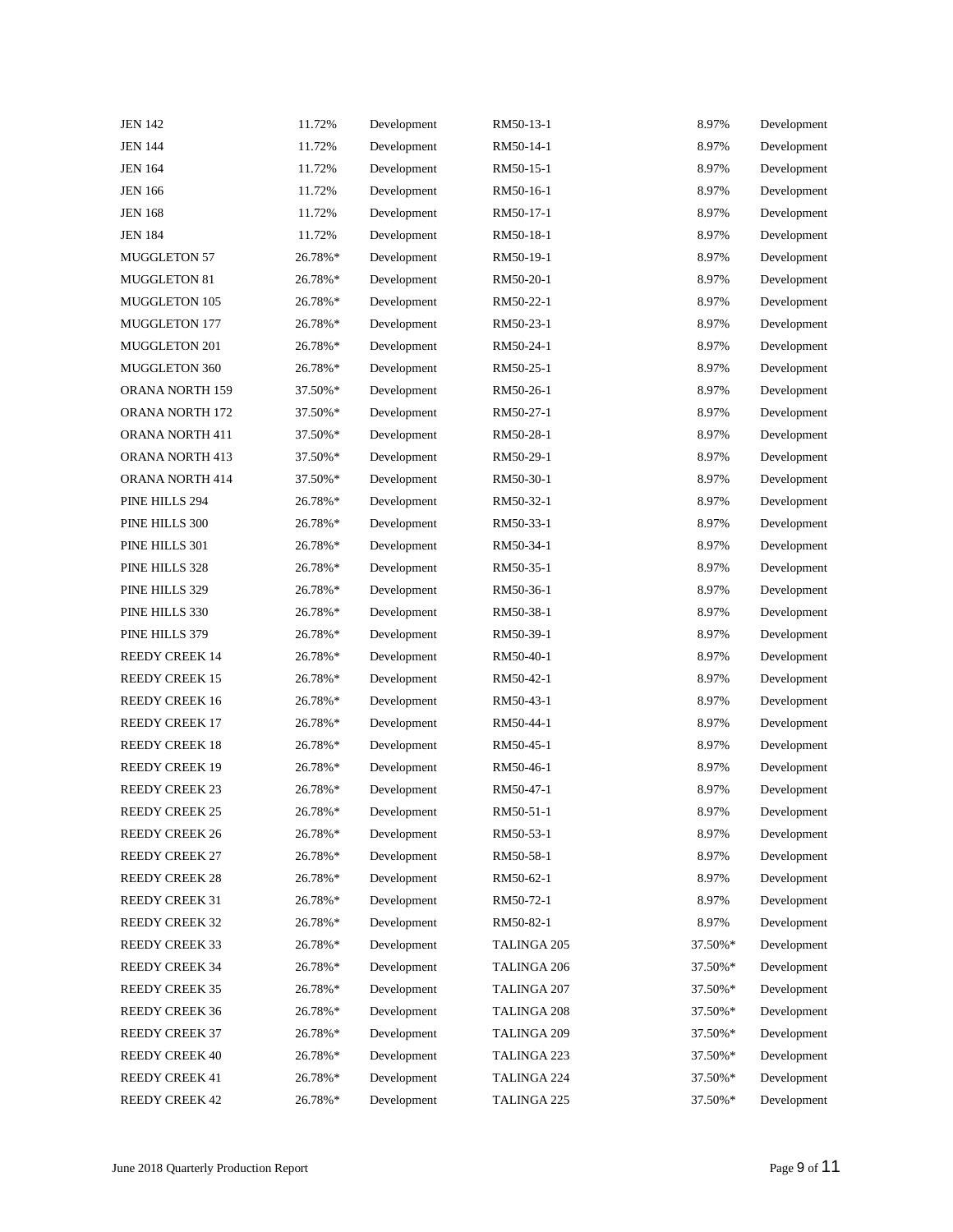| | | | | | |
|---|---|---|---|---|---|
| JEN 142 | 11.72% | Development | RM50-13-1 | 8.97% | Development |
| JEN 144 | 11.72% | Development | RM50-14-1 | 8.97% | Development |
| JEN 164 | 11.72% | Development | RM50-15-1 | 8.97% | Development |
| JEN 166 | 11.72% | Development | RM50-16-1 | 8.97% | Development |
| JEN 168 | 11.72% | Development | RM50-17-1 | 8.97% | Development |
| JEN 184 | 11.72% | Development | RM50-18-1 | 8.97% | Development |
| MUGGLETON 57 | 26.78%* | Development | RM50-19-1 | 8.97% | Development |
| MUGGLETON 81 | 26.78%* | Development | RM50-20-1 | 8.97% | Development |
| MUGGLETON 105 | 26.78%* | Development | RM50-22-1 | 8.97% | Development |
| MUGGLETON 177 | 26.78%* | Development | RM50-23-1 | 8.97% | Development |
| MUGGLETON 201 | 26.78%* | Development | RM50-24-1 | 8.97% | Development |
| MUGGLETON 360 | 26.78%* | Development | RM50-25-1 | 8.97% | Development |
| ORANA NORTH 159 | 37.50%* | Development | RM50-26-1 | 8.97% | Development |
| ORANA NORTH 172 | 37.50%* | Development | RM50-27-1 | 8.97% | Development |
| ORANA NORTH 411 | 37.50%* | Development | RM50-28-1 | 8.97% | Development |
| ORANA NORTH 413 | 37.50%* | Development | RM50-29-1 | 8.97% | Development |
| ORANA NORTH 414 | 37.50%* | Development | RM50-30-1 | 8.97% | Development |
| PINE HILLS 294 | 26.78%* | Development | RM50-32-1 | 8.97% | Development |
| PINE HILLS 300 | 26.78%* | Development | RM50-33-1 | 8.97% | Development |
| PINE HILLS 301 | 26.78%* | Development | RM50-34-1 | 8.97% | Development |
| PINE HILLS 328 | 26.78%* | Development | RM50-35-1 | 8.97% | Development |
| PINE HILLS 329 | 26.78%* | Development | RM50-36-1 | 8.97% | Development |
| PINE HILLS 330 | 26.78%* | Development | RM50-38-1 | 8.97% | Development |
| PINE HILLS 379 | 26.78%* | Development | RM50-39-1 | 8.97% | Development |
| REEDY CREEK 14 | 26.78%* | Development | RM50-40-1 | 8.97% | Development |
| REEDY CREEK 15 | 26.78%* | Development | RM50-42-1 | 8.97% | Development |
| REEDY CREEK 16 | 26.78%* | Development | RM50-43-1 | 8.97% | Development |
| REEDY CREEK 17 | 26.78%* | Development | RM50-44-1 | 8.97% | Development |
| REEDY CREEK 18 | 26.78%* | Development | RM50-45-1 | 8.97% | Development |
| REEDY CREEK 19 | 26.78%* | Development | RM50-46-1 | 8.97% | Development |
| REEDY CREEK 23 | 26.78%* | Development | RM50-47-1 | 8.97% | Development |
| REEDY CREEK 25 | 26.78%* | Development | RM50-51-1 | 8.97% | Development |
| REEDY CREEK 26 | 26.78%* | Development | RM50-53-1 | 8.97% | Development |
| REEDY CREEK 27 | 26.78%* | Development | RM50-58-1 | 8.97% | Development |
| REEDY CREEK 28 | 26.78%* | Development | RM50-62-1 | 8.97% | Development |
| REEDY CREEK 31 | 26.78%* | Development | RM50-72-1 | 8.97% | Development |
| REEDY CREEK 32 | 26.78%* | Development | RM50-82-1 | 8.97% | Development |
| REEDY CREEK 33 | 26.78%* | Development | TALINGA 205 | 37.50%* | Development |
| REEDY CREEK 34 | 26.78%* | Development | TALINGA 206 | 37.50%* | Development |
| REEDY CREEK 35 | 26.78%* | Development | TALINGA 207 | 37.50%* | Development |
| REEDY CREEK 36 | 26.78%* | Development | TALINGA 208 | 37.50%* | Development |
| REEDY CREEK 37 | 26.78%* | Development | TALINGA 209 | 37.50%* | Development |
| REEDY CREEK 40 | 26.78%* | Development | TALINGA 223 | 37.50%* | Development |
| REEDY CREEK 41 | 26.78%* | Development | TALINGA 224 | 37.50%* | Development |
| REEDY CREEK 42 | 26.78%* | Development | TALINGA 225 | 37.50%* | Development |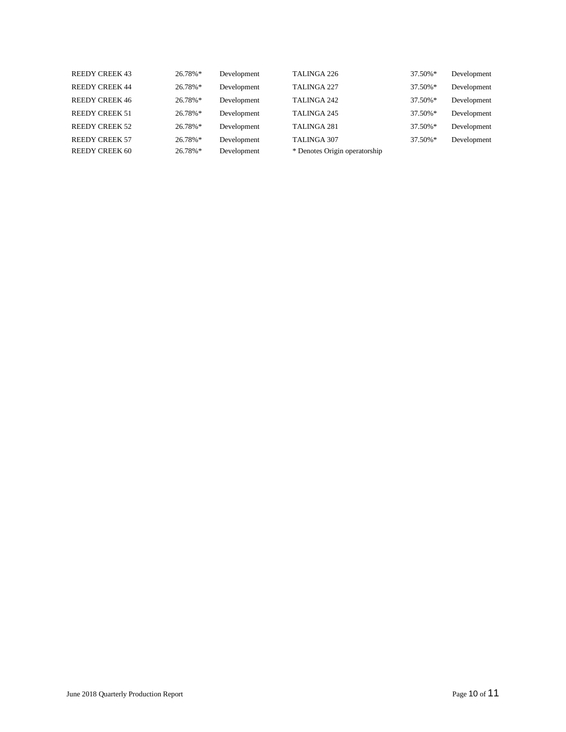| | | | | | |
|---|---|---|---|---|---|
| REEDY CREEK 43 | 26.78%* | Development | TALINGA 226 | 37.50%* | Development |
| REEDY CREEK 44 | 26.78%* | Development | TALINGA 227 | 37.50%* | Development |
| REEDY CREEK 46 | 26.78%* | Development | TALINGA 242 | 37.50%* | Development |
| REEDY CREEK 51 | 26.78%* | Development | TALINGA 245 | 37.50%* | Development |
| REEDY CREEK 52 | 26.78%* | Development | TALINGA 281 | 37.50%* | Development |
| REEDY CREEK 57 | 26.78%* | Development | TALINGA 307 | 37.50%* | Development |
| REEDY CREEK 60 | 26.78%* | Development | | | |

* Denotes Origin operatorship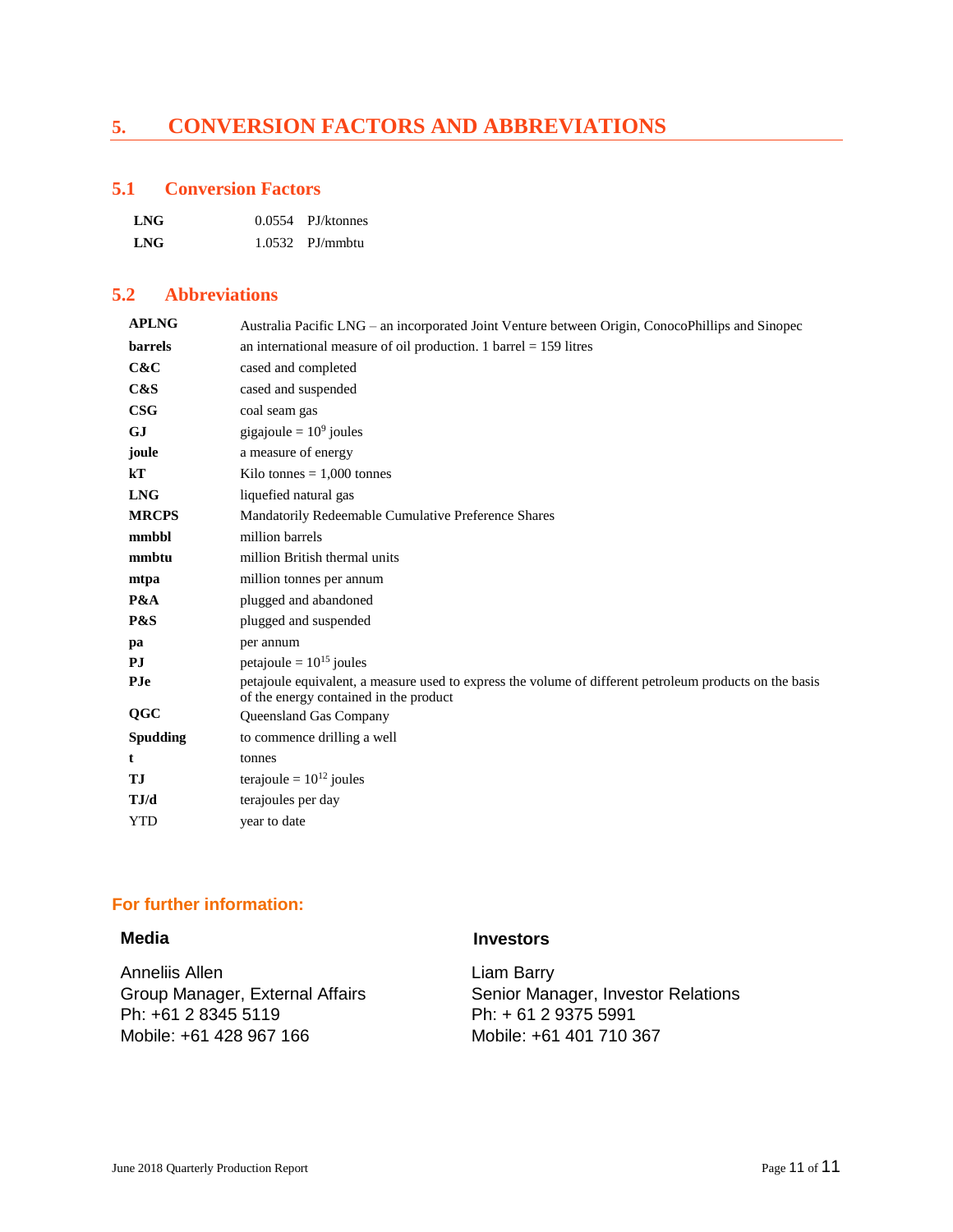# 5. CONVERSION FACTORS AND ABBREVIATIONS

## 5.1 Conversion Factors

| | | |
|---|---|---|
| **LNG** | 0.0554 | PJ/ktonnes |
| **LNG** | 1.0532 | PJ/mmbtu |

## 5.2 Abbreviations

| | |
|---|---|
| **APLNG** | Australia Pacific LNG – an incorporated Joint Venture between Origin, ConocoPhillips and Sinopec |
| **barrels** | an international measure of oil production. 1 barrel = 159 litres |
| **C&C** | cased and completed |
| **C&S** | cased and suspended |
| **CSG** | coal seam gas |
| **GJ** | gigajoule = $10^9$ joules |
| **joule** | a measure of energy |
| **kT** | Kilo tonnes = 1,000 tonnes |
| **LNG** | liquefied natural gas |
| **MRCPS** | Mandatorily Redeemable Cumulative Preference Shares |
| **mmbbl** | million barrels |
| **mmbtu** | million British thermal units |
| **mtpa** | million tonnes per annum |
| **P&A** | plugged and abandoned |
| **P&S** | plugged and suspended |
| **pa** | per annum |
| **PJ** | petajoule = $10^{15}$ joules |
| **PJe** | petajoule equivalent, a measure used to express the volume of different petroleum products on the basis of the energy contained in the product |
| **QGC** | Queensland Gas Company |
| **Spudding** | to commence drilling a well |
| **t** | tonnes |
| **TJ** | terajoule = $10^{12}$ joules |
| **TJ/d** | terajoules per day |
| YTD | year to date |

### For further information:

**Media**

Anneliis Allen
Group Manager, External Affairs
Ph: +61 2 8345 5119
Mobile: +61 428 967 166

**Investors**

Liam Barry
Senior Manager, Investor Relations
Ph: + 61 2 9375 5991
Mobile: +61 401 710 367